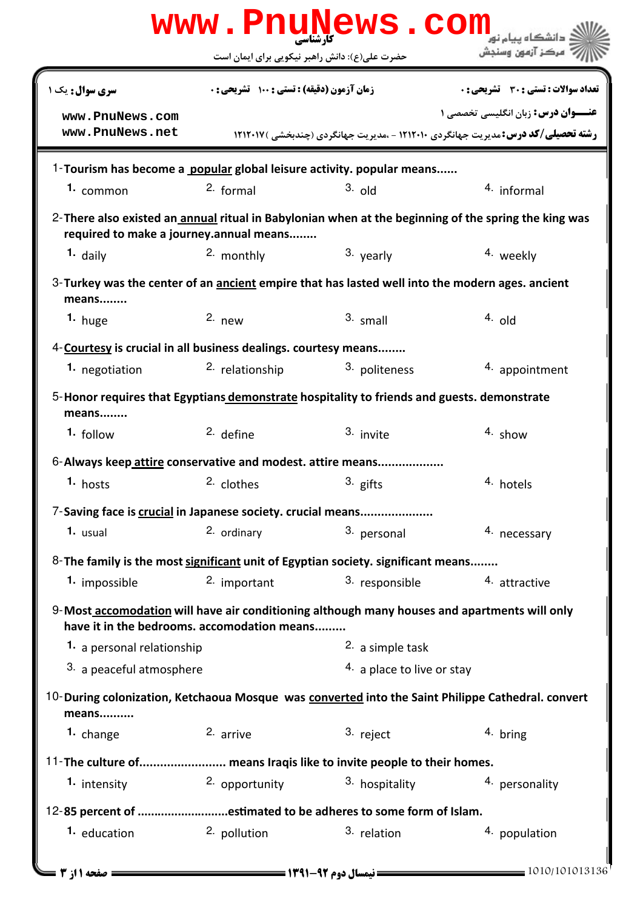کارشناسی

حضرت علی(ع): دانش راهبر نیکویی برای ایمان است

دانشگاه پیام نور
مرکز آزمون وسنجش

**سری سوال:** یک ۱ | **زمان آزمون (دقیقه) : تستی : ۱۰۰ تشریحی : ۰** | **تعداد سوالات : تستی : ۳۰ تشریحی : ۰**

**عنـــوان درس:** زبان انگلیسی تخصصی ۱

**رشته تحصیلی/کد درس:** مدیریت جهانگردی ۱۲۱۲۰۱۰ - ،مدیریت جهانگردی (چندبخشی ) ۱۲۱۲۰۱۷

1-**Tourism has become a popular global leisure activity. popular means......**

1. common
2. formal
3. old
4. informal

2-**There also existed an annual ritual in Babylonian when at the beginning of the spring the king was required to make a journey.annual means........**

1. daily
2. monthly
3. yearly
4. weekly

3-**Turkey was the center of an ancient empire that has lasted well into the modern ages. ancient means........**

1. huge
2. new
3. small
4. old

4-**Courtesy is crucial in all business dealings. courtesy means........**

1. negotiation
2. relationship
3. politeness
4. appointment

5-**Honor requires that Egyptians demonstrate hospitality to friends and guests. demonstrate means........**

1. follow
2. define
3. invite
4. show

6-**Always keep attire conservative and modest. attire means..................**

1. hosts
2. clothes
3. gifts
4. hotels

7-**Saving face is crucial in Japanese society. crucial means....................**

1. usual
2. ordinary
3. personal
4. necessary

8-**The family is the most significant unit of Egyptian society. significant means........**

1. impossible
2. important
3. responsible
4. attractive

9-**Most accomodation will have air conditioning although many houses and apartments will only have it in the bedrooms. accomodation means.........**

1. a personal relationship
2. a simple task
3. a peaceful atmosphere
4. a place to live or stay

10-**During colonization, Ketchaoua Mosque was converted into the Saint Philippe Cathedral. convert means..........**

1. change
2. arrive
3. reject
4. bring

11-**The culture of......................... means Iraqis like to invite people to their homes.**

1. intensity
2. opportunity
3. hospitality
4. personality

12-**85 percent of ..........................estimated to be adheres to some form of Islam.**

1. education
2. pollution
3. relation
4. population

نیمسال دوم ۹۲-۱۳۹۱

1010/101013136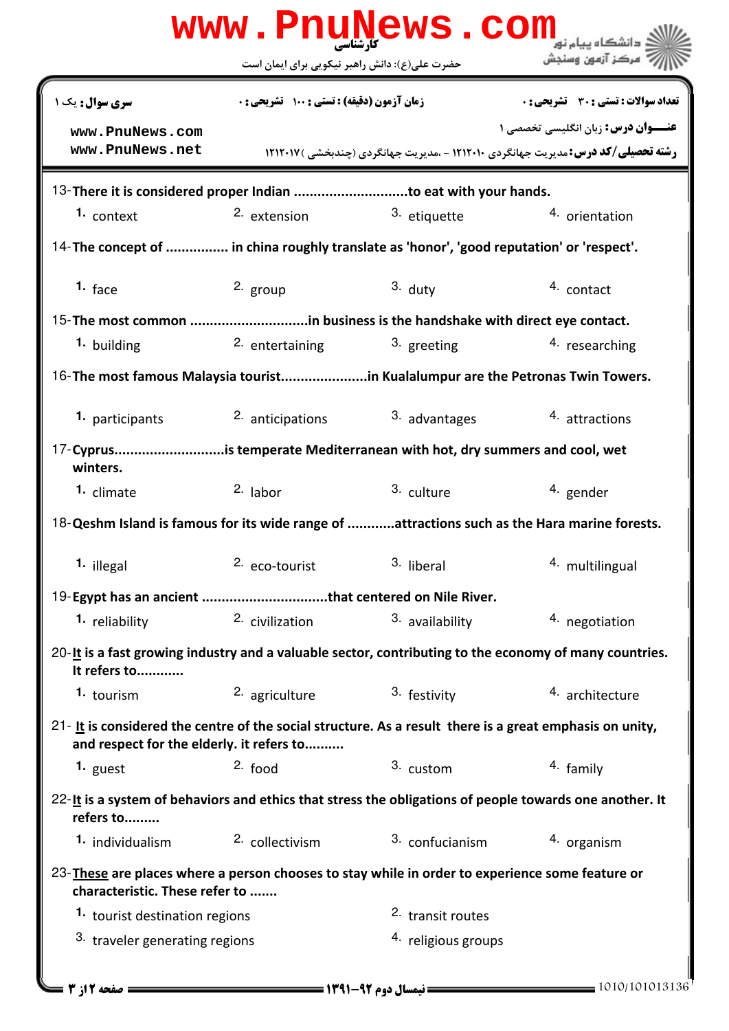سری سوال: یک ۱ | زمان آزمون (دقیقه) : تستی : ۱۰۰ تشریحی : ۰ | تعداد سوالات : تستی : ۳۰ تشریحی : ۰

www.PnuNews.com
www.PnuNews.net

عنـــوان درس: زبان انگلیسی تخصصی ۱

رشته تحصیلی/کد درس: مدیریت جهانگردی ۱۲۱۲۰۱۰ - ،مدیریت جهانگردی (چندبخشی ) ۱۲۱۲۰۱۷

13- **There it is considered proper Indian ............................to eat with your hands.**

1. context
2. extension
3. etiquette
4. orientation

14- **The concept of ............... in china roughly translate as 'honor', 'good reputation' or 'respect'.**

1. face
2. group
3. duty
4. contact

15- **The most common .............................in business is the handshake with direct eye contact.**

1. building
2. entertaining
3. greeting
4. researching

16- **The most famous Malaysia tourist.....................in Kualalumpur are the Petronas Twin Towers.**

1. participants
2. anticipations
3. advantages
4. attractions

17- **Cyprus............................is temperate Mediterranean with hot, dry summers and cool, wet winters.**

1. climate
2. labor
3. culture
4. gender

18- **Qeshm Island is famous for its wide range of ...........attractions such as the Hara marine forests.**

1. illegal
2. eco-tourist
3. liberal
4. multilingual

19- **Egypt has an ancient ...............................that centered on Nile River.**

1. reliability
2. civilization
3. availability
4. negotiation

20- **It is a fast growing industry and a valuable sector, contributing to the economy of many countries. It refers to............**

1. tourism
2. agriculture
3. festivity
4. architecture

21- **It is considered the centre of the social structure. As a result there is a great emphasis on unity, and respect for the elderly. it refers to..........**

1. guest
2. food
3. custom
4. family

22- **It is a system of behaviors and ethics that stress the obligations of people towards one another. It refers to.........**

1. individualism
2. collectivism
3. confucianism
4. organism

23- **These are places where a person chooses to stay while in order to experience some feature or characteristic. These refer to .......**

1. tourist destination regions
2. transit routes
3. traveler generating regions
4. religious groups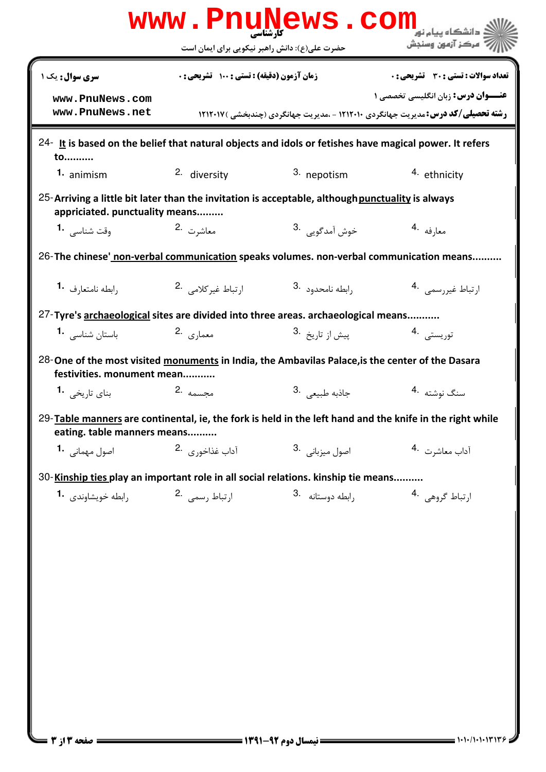24- It is based on the belief that natural objects and idols or fetishes have magical power. It refers to..........

1. animism
2. diversity
3. nepotism
4. ethnicity

25- Arriving a little bit later than the invitation is acceptable, although punctuality is always appriciated. punctuality means.........

1. وقت شناسی
2. معاشرت
3. خوش آمدگویی
4. معارفه

26- The chinese' non-verbal communication speaks volumes. non-verbal communication means..........

1. رابطه نامتعارف
2. ارتباط غیرکلامی
3. رابطه نامحدود
4. ارتباط غیررسمی

27- Tyre's archaeological sites are divided into three areas. archaeological means...........

1. باستان شناسی
2. معماری
3. پیش از تاریخ
4. توریستی

28- One of the most visited monuments in India, the Ambavilas Palace,is the center of the Dasara festivities. monument mean...........

1. بنای تاریخی
2. مجسمه
3. جاذبه طبیعی
4. سنگ نوشته

29- Table manners are continental, ie, the fork is held in the left hand and the knife in the right while eating. table manners means..........

1. اصول مهمانی
2. آداب غذاخوری
3. اصول میزبانی
4. آداب معاشرت

30- Kinship ties play an important role in all social relations. kinship tie means..........

1. رابطه خویشاوندی
2. ارتباط رسمی
3. رابطه دوستانه
4. ارتباط گروهی